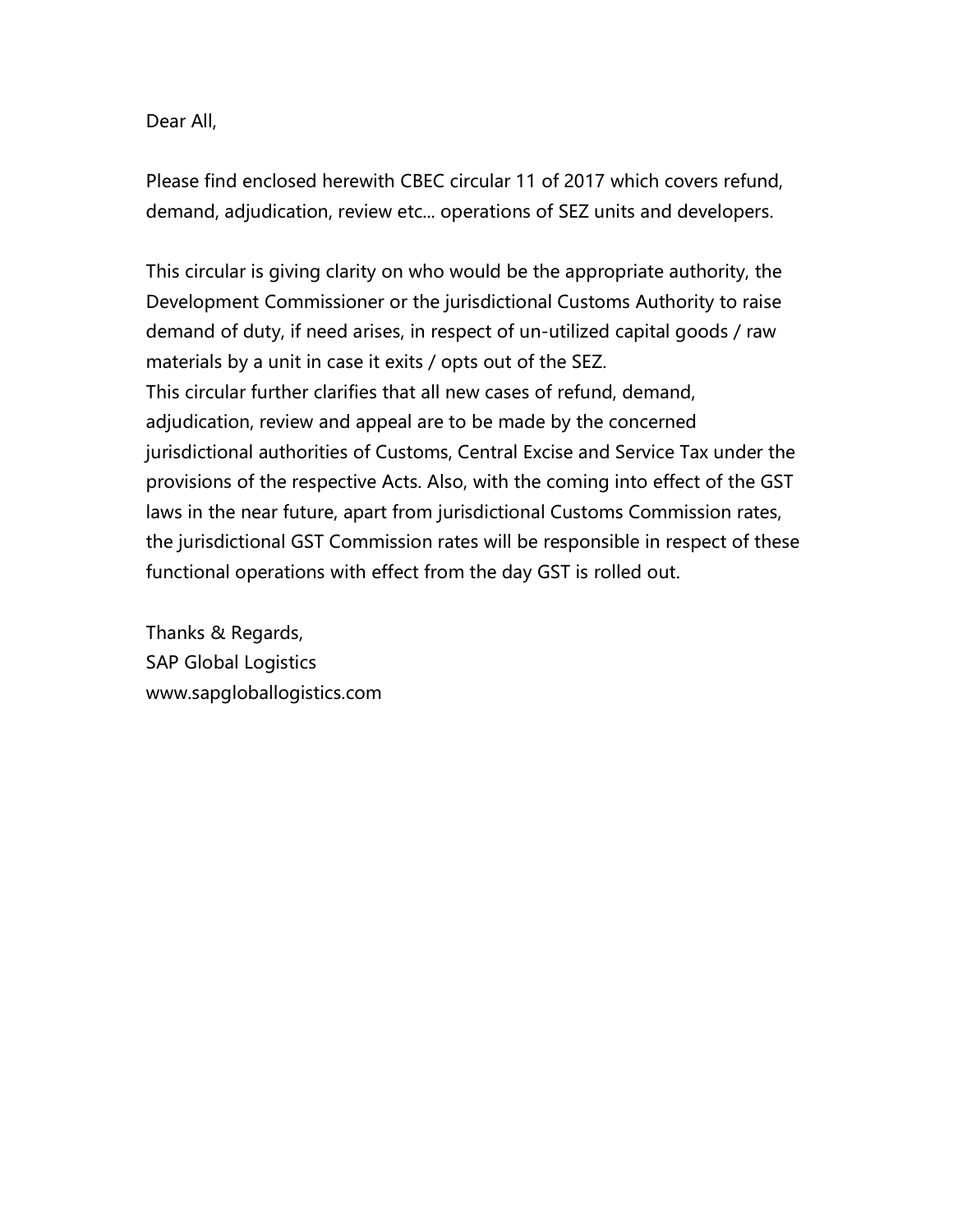Dear All,

Please find enclosed herewith CBEC circular 11 of 2017 which covers refund, demand, adjudication, review etc... operations of SEZ units and developers.

This circular is giving clarity on who would be the appropriate authority, the Development Commissioner or the jurisdictional Customs Authority to raise demand of duty, if need arises, in respect of un-utilized capital goods / raw materials by a unit in case it exits / opts out of the SEZ.
This circular further clarifies that all new cases of refund, demand, adjudication, review and appeal are to be made by the concerned jurisdictional authorities of Customs, Central Excise and Service Tax under the provisions of the respective Acts. Also, with the coming into effect of the GST laws in the near future, apart from jurisdictional Customs Commission rates, the jurisdictional GST Commission rates will be responsible in respect of these functional operations with effect from the day GST is rolled out.

Thanks & Regards,
SAP Global Logistics
www.sapgloballogistics.com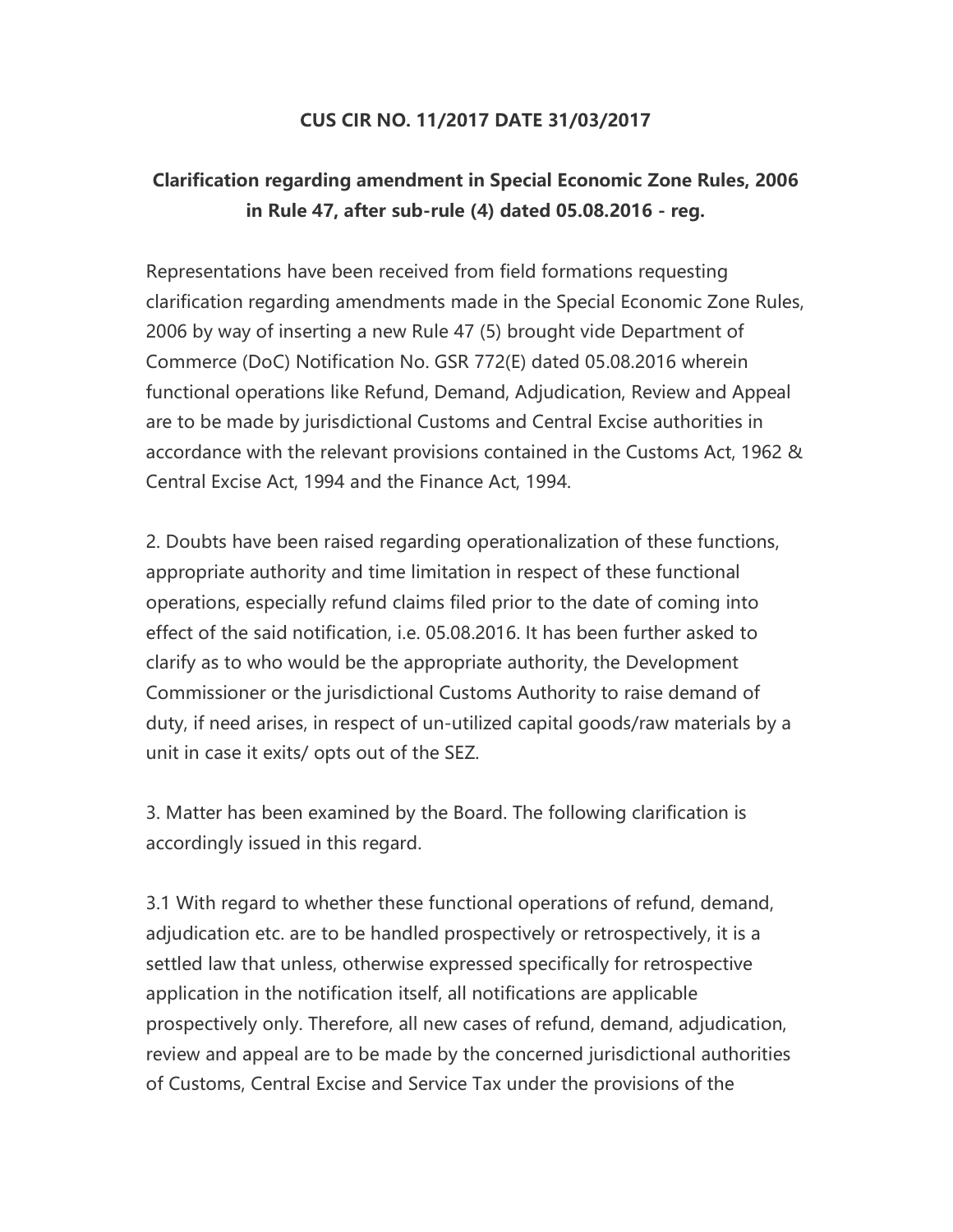**CUS CIR NO. 11/2017 DATE 31/03/2017**

**Clarification regarding amendment in Special Economic Zone Rules, 2006 in Rule 47, after sub-rule (4) dated 05.08.2016 - reg.**

Representations have been received from field formations requesting clarification regarding amendments made in the Special Economic Zone Rules, 2006 by way of inserting a new Rule 47 (5) brought vide Department of Commerce (DoC) Notification No. GSR 772(E) dated 05.08.2016 wherein functional operations like Refund, Demand, Adjudication, Review and Appeal are to be made by jurisdictional Customs and Central Excise authorities in accordance with the relevant provisions contained in the Customs Act, 1962 & Central Excise Act, 1994 and the Finance Act, 1994.

2. Doubts have been raised regarding operationalization of these functions, appropriate authority and time limitation in respect of these functional operations, especially refund claims filed prior to the date of coming into effect of the said notification, i.e. 05.08.2016. It has been further asked to clarify as to who would be the appropriate authority, the Development Commissioner or the jurisdictional Customs Authority to raise demand of duty, if need arises, in respect of un-utilized capital goods/raw materials by a unit in case it exits/ opts out of the SEZ.

3. Matter has been examined by the Board. The following clarification is accordingly issued in this regard.

3.1 With regard to whether these functional operations of refund, demand, adjudication etc. are to be handled prospectively or retrospectively, it is a settled law that unless, otherwise expressed specifically for retrospective application in the notification itself, all notifications are applicable prospectively only. Therefore, all new cases of refund, demand, adjudication, review and appeal are to be made by the concerned jurisdictional authorities of Customs, Central Excise and Service Tax under the provisions of the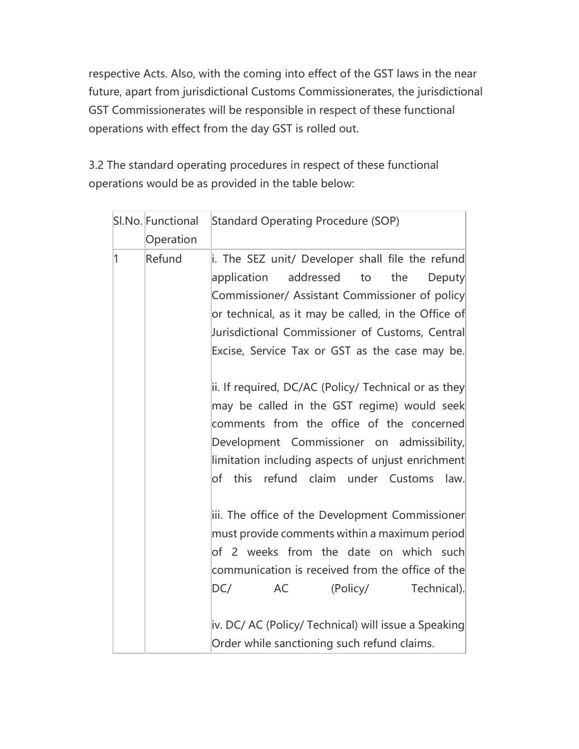respective Acts. Also, with the coming into effect of the GST laws in the near future, apart from jurisdictional Customs Commissionerates, the jurisdictional GST Commissionerates will be responsible in respect of these functional operations with effect from the day GST is rolled out.

3.2 The standard operating procedures in respect of these functional operations would be as provided in the table below:

| Sl.No. | Functional Operation | Standard Operating Procedure (SOP) |
|---|---|---|
| 1 | Refund | i. The SEZ unit/ Developer shall file the refund application addressed to the Deputy Commissioner/ Assistant Commissioner of policy or technical, as it may be called, in the Office of Jurisdictional Commissioner of Customs, Central Excise, Service Tax or GST as the case may be.<br><br>ii. If required, DC/AC (Policy/ Technical or as they may be called in the GST regime) would seek comments from the office of the concerned Development Commissioner on admissibility, limitation including aspects of unjust enrichment of this refund claim under Customs law.<br><br>iii. The office of the Development Commissioner must provide comments within a maximum period of 2 weeks from the date on which such communication is received from the office of the DC/ AC (Policy/ Technical).<br><br>iv. DC/ AC (Policy/ Technical) will issue a Speaking Order while sanctioning such refund claims. |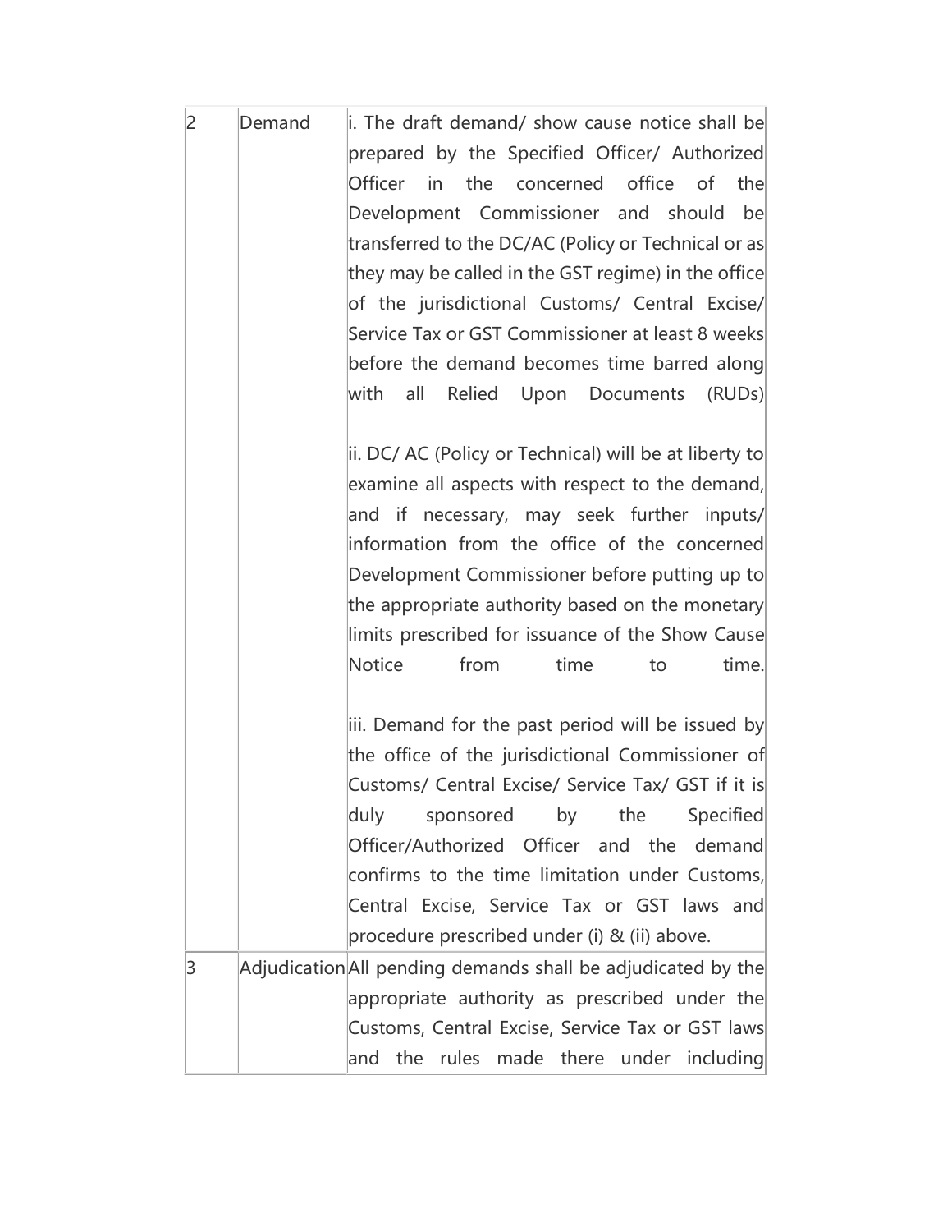| 2 | Demand | i. The draft demand/ show cause notice shall be prepared by the Specified Officer/ Authorized Officer in the concerned office of the Development Commissioner and should be transferred to the DC/AC (Policy or Technical or as they may be called in the GST regime) in the office of the jurisdictional Customs/ Central Excise/ Service Tax or GST Commissioner at least 8 weeks before the demand becomes time barred along with all Relied Upon Documents (RUDs)<br><br>ii. DC/ AC (Policy or Technical) will be at liberty to examine all aspects with respect to the demand, and if necessary, may seek further inputs/ information from the office of the concerned Development Commissioner before putting up to the appropriate authority based on the monetary limits prescribed for issuance of the Show Cause Notice from time to time.<br><br>iii. Demand for the past period will be issued by the office of the jurisdictional Commissioner of Customs/ Central Excise/ Service Tax/ GST if it is duly sponsored by the Specified Officer/Authorized Officer and the demand confirms to the time limitation under Customs, Central Excise, Service Tax or GST laws and procedure prescribed under (i) & (ii) above. |
|---|---|---|
| 3 | Adjudication | All pending demands shall be adjudicated by the appropriate authority as prescribed under the Customs, Central Excise, Service Tax or GST laws and the rules made there under including |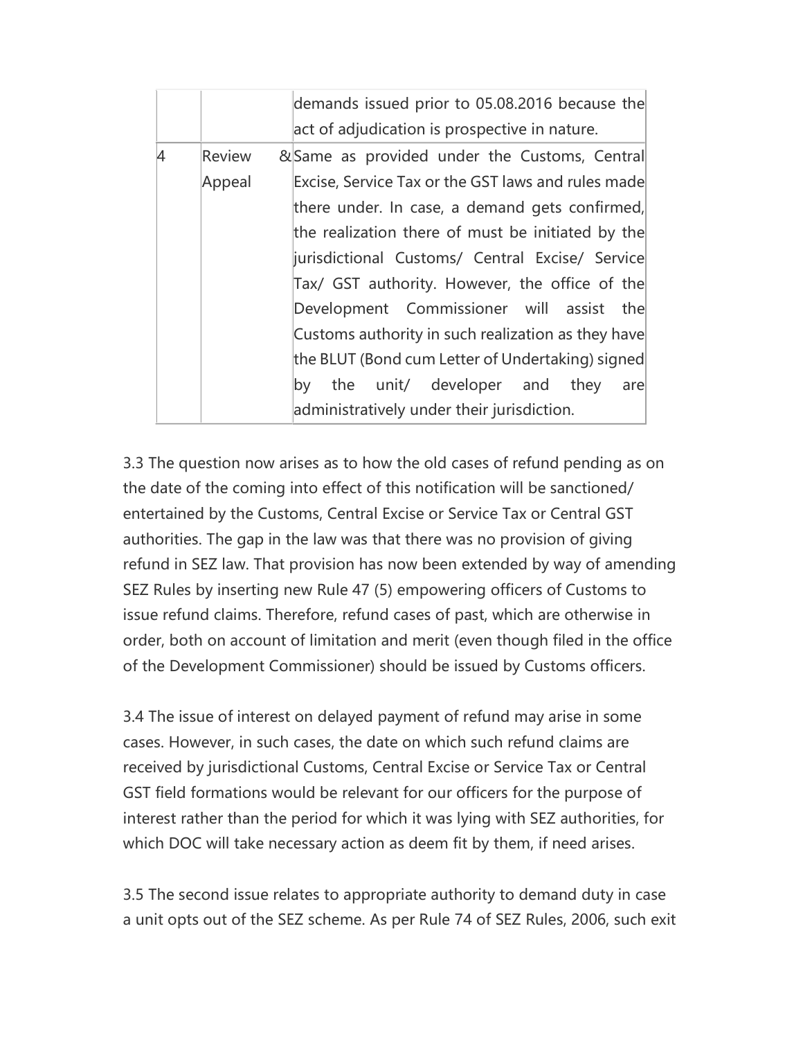| | | demands issued prior to 05.08.2016 because the act of adjudication is prospective in nature. |
|---|---|---|
| 4 | Review & Appeal | Same as provided under the Customs, Central Excise, Service Tax or the GST laws and rules made there under. In case, a demand gets confirmed, the realization there of must be initiated by the jurisdictional Customs/ Central Excise/ Service Tax/ GST authority. However, the office of the Development Commissioner will assist the Customs authority in such realization as they have the BLUT (Bond cum Letter of Undertaking) signed by the unit/ developer and they are administratively under their jurisdiction. |

3.3 The question now arises as to how the old cases of refund pending as on the date of the coming into effect of this notification will be sanctioned/ entertained by the Customs, Central Excise or Service Tax or Central GST authorities. The gap in the law was that there was no provision of giving refund in SEZ law. That provision has now been extended by way of amending SEZ Rules by inserting new Rule 47 (5) empowering officers of Customs to issue refund claims. Therefore, refund cases of past, which are otherwise in order, both on account of limitation and merit (even though filed in the office of the Development Commissioner) should be issued by Customs officers.

3.4 The issue of interest on delayed payment of refund may arise in some cases. However, in such cases, the date on which such refund claims are received by jurisdictional Customs, Central Excise or Service Tax or Central GST field formations would be relevant for our officers for the purpose of interest rather than the period for which it was lying with SEZ authorities, for which DOC will take necessary action as deem fit by them, if need arises.

3.5 The second issue relates to appropriate authority to demand duty in case a unit opts out of the SEZ scheme. As per Rule 74 of SEZ Rules, 2006, such exit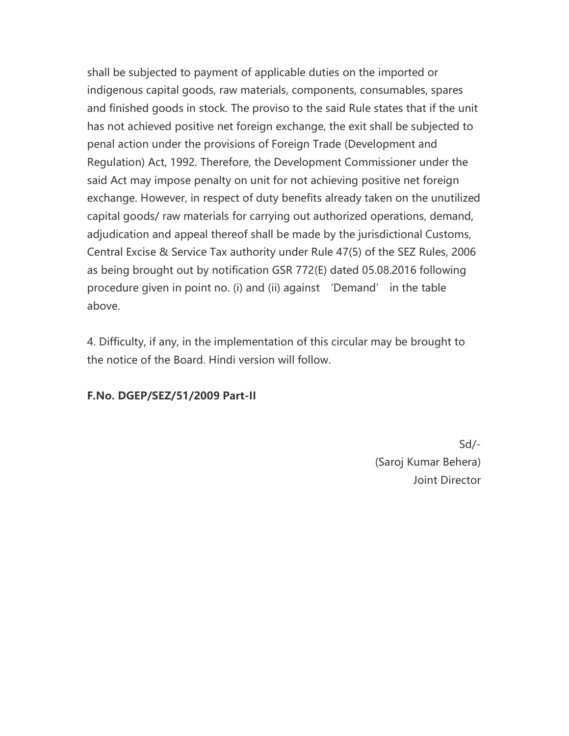shall be subjected to payment of applicable duties on the imported or indigenous capital goods, raw materials, components, consumables, spares and finished goods in stock. The proviso to the said Rule states that if the unit has not achieved positive net foreign exchange, the exit shall be subjected to penal action under the provisions of Foreign Trade (Development and Regulation) Act, 1992. Therefore, the Development Commissioner under the said Act may impose penalty on unit for not achieving positive net foreign exchange. However, in respect of duty benefits already taken on the unutilized capital goods/ raw materials for carrying out authorized operations, demand, adjudication and appeal thereof shall be made by the jurisdictional Customs, Central Excise & Service Tax authority under Rule 47(5) of the SEZ Rules, 2006 as being brought out by notification GSR 772(E) dated 05.08.2016 following procedure given in point no. (i) and (ii) against 'Demand' in the table above.

4. Difficulty, if any, in the implementation of this circular may be brought to the notice of the Board. Hindi version will follow.

**F.No. DGEP/SEZ/51/2009 Part-II**

Sd/-
(Saroj Kumar Behera)
Joint Director